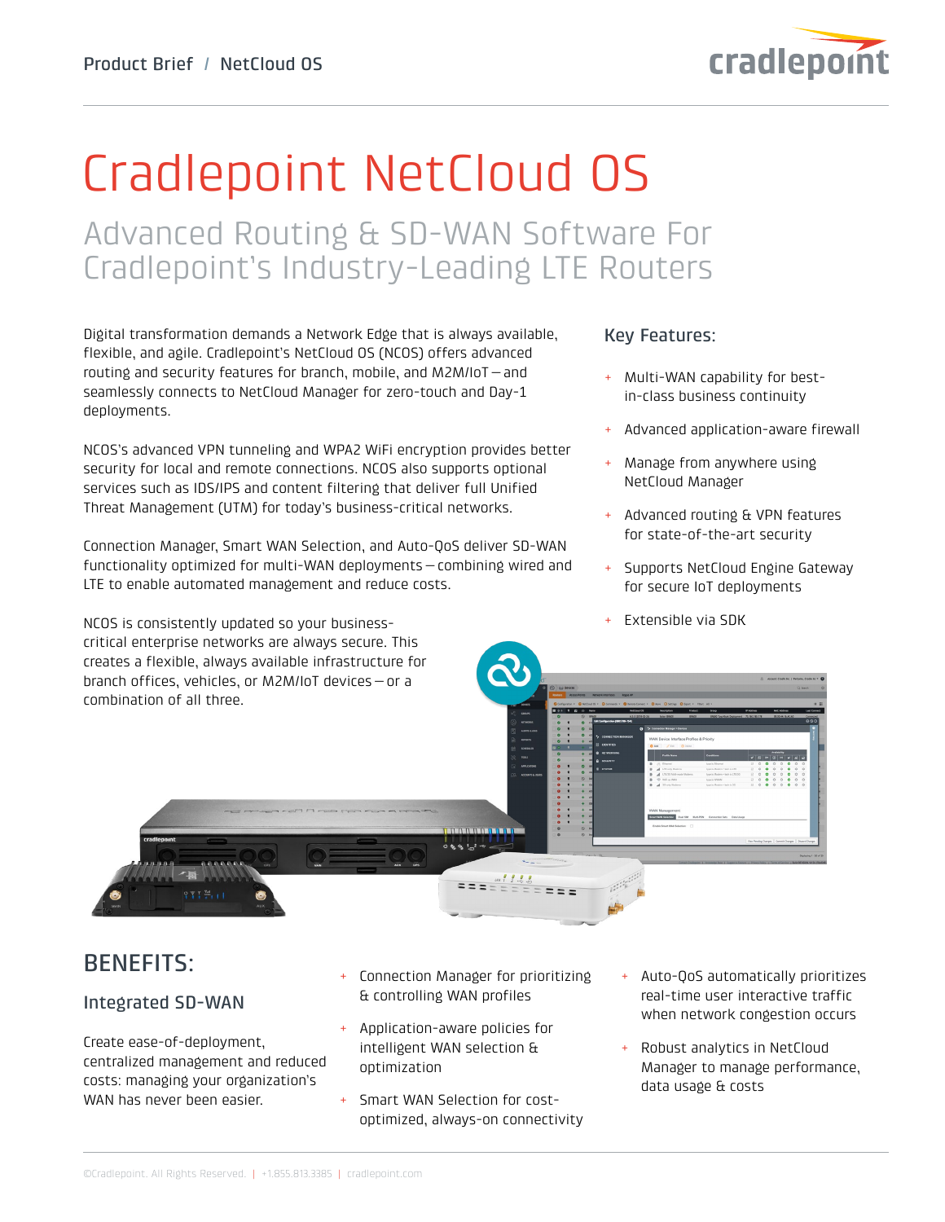Product Brief / NetCloud OS

# Cradlepoint NetCloud OS

## Advanced Routing & SD-WAN Software For Cradlepoint's Industry-Leading LTE Routers

Digital transformation demands a Network Edge that is always available, flexible, and agile. Cradlepoint's NetCloud OS (NCOS) offers advanced routing and security features for branch, mobile, and M2M/IoT — and seamlessly connects to NetCloud Manager for zero-touch and Day-1 deployments.

NCOS's advanced VPN tunneling and WPA2 WiFi encryption provides better security for local and remote connections. NCOS also supports optional services such as IDS/IPS and content filtering that deliver full Unified Threat Management (UTM) for today's business-critical networks.

Connection Manager, Smart WAN Selection, and Auto-QoS deliver SD-WAN functionality optimized for multi-WAN deployments — combining wired and LTE to enable automated management and reduce costs.

NCOS is consistently updated so your business-critical enterprise networks are always secure. This creates a flexible, always available infrastructure for branch offices, vehicles, or M2M/IoT devices — or a combination of all three.

### Key Features:

- Multi-WAN capability for best-in-class business continuity
- Advanced application-aware firewall
- Manage from anywhere using NetCloud Manager
- Advanced routing & VPN features for state-of-the-art security
- Supports NetCloud Engine Gateway for secure IoT deployments
- Extensible via SDK

## BENEFITS:

### Integrated SD-WAN

Create ease-of-deployment, centralized management and reduced costs: managing your organization's WAN has never been easier.

- Connection Manager for prioritizing & controlling WAN profiles
- Application-aware policies for intelligent WAN selection & optimization
- Smart WAN Selection for cost-optimized, always-on connectivity
- Auto-QoS automatically prioritizes real-time user interactive traffic when network congestion occurs
- Robust analytics in NetCloud Manager to manage performance, data usage & costs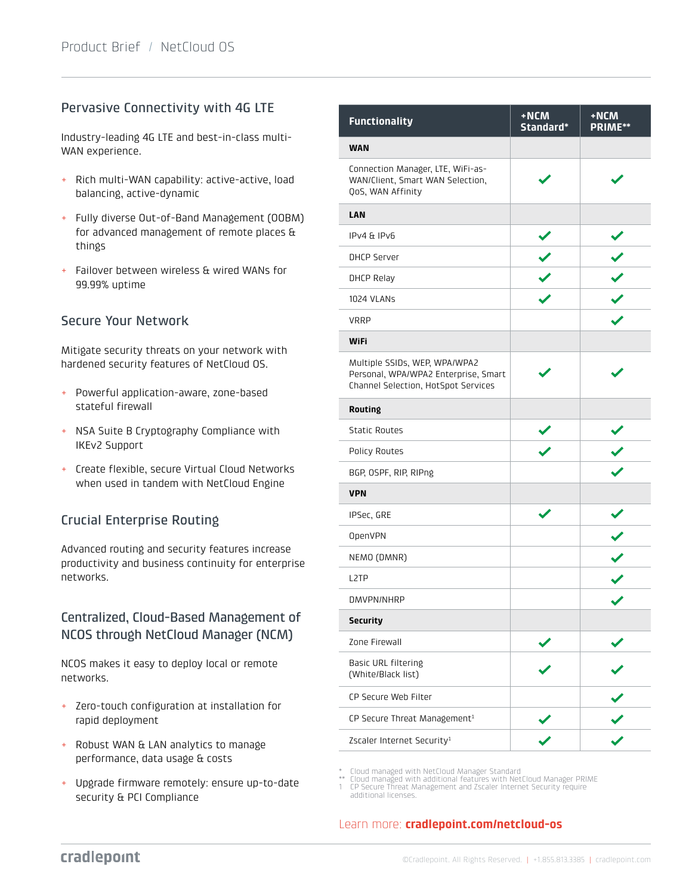## Pervasive Connectivity with 4G LTE

Industry-leading 4G LTE and best-in-class multi-WAN experience.

- Rich multi-WAN capability: active-active, load balancing, active-dynamic
- Fully diverse Out-of-Band Management (OOBM) for advanced management of remote places & things
- Failover between wireless & wired WANs for 99.99% uptime

## Secure Your Network

Mitigate security threats on your network with hardened security features of NetCloud OS.

- Powerful application-aware, zone-based stateful firewall
- NSA Suite B Cryptography Compliance with IKEv2 Support
- Create flexible, secure Virtual Cloud Networks when used in tandem with NetCloud Engine

## Crucial Enterprise Routing

Advanced routing and security features increase productivity and business continuity for enterprise networks.

## Centralized, Cloud-Based Management of NCOS through NetCloud Manager (NCM)

NCOS makes it easy to deploy local or remote networks.

- Zero-touch configuration at installation for rapid deployment
- Robust WAN & LAN analytics to manage performance, data usage & costs
- Upgrade firmware remotely: ensure up-to-date security & PCI Compliance

| Functionality | +NCM Standard* | +NCM PRIME** |
|---|---|---|
| **WAN** | | |
| Connection Manager, LTE, WiFi-as-WAN/Client, Smart WAN Selection, QoS, WAN Affinity | ✓ | ✓ |
| **LAN** | | |
| IPv4 & IPv6 | ✓ | ✓ |
| DHCP Server | ✓ | ✓ |
| DHCP Relay | ✓ | ✓ |
| 1024 VLANs | ✓ | ✓ |
| VRRP | | ✓ |
| **WiFi** | | |
| Multiple SSIDs, WEP, WPA/WPA2 Personal, WPA/WPA2 Enterprise, Smart Channel Selection, HotSpot Services | ✓ | ✓ |
| **Routing** | | |
| Static Routes | ✓ | ✓ |
| Policy Routes | ✓ | ✓ |
| BGP, OSPF, RIP, RIPng | | ✓ |
| **VPN** | | |
| IPSec, GRE | ✓ | ✓ |
| OpenVPN | | ✓ |
| NEMO (DMNR) | | ✓ |
| L2TP | | ✓ |
| DMVPN/NHRP | | ✓ |
| **Security** | | |
| Zone Firewall | ✓ | ✓ |
| Basic URL filtering (White/Black list) | ✓ | ✓ |
| CP Secure Web Filter | | ✓ |
| CP Secure Threat Management[1] | ✓ | ✓ |
| Zscaler Internet Security[1] | ✓ | ✓ |

\* Cloud managed with NetCloud Manager Standard
** Cloud managed with additional features with NetCloud Manager PRIME
1 CP Secure Threat Management and Zscaler Internet Security require additional licenses.

Learn more: **cradlepoint.com/netcloud-os**